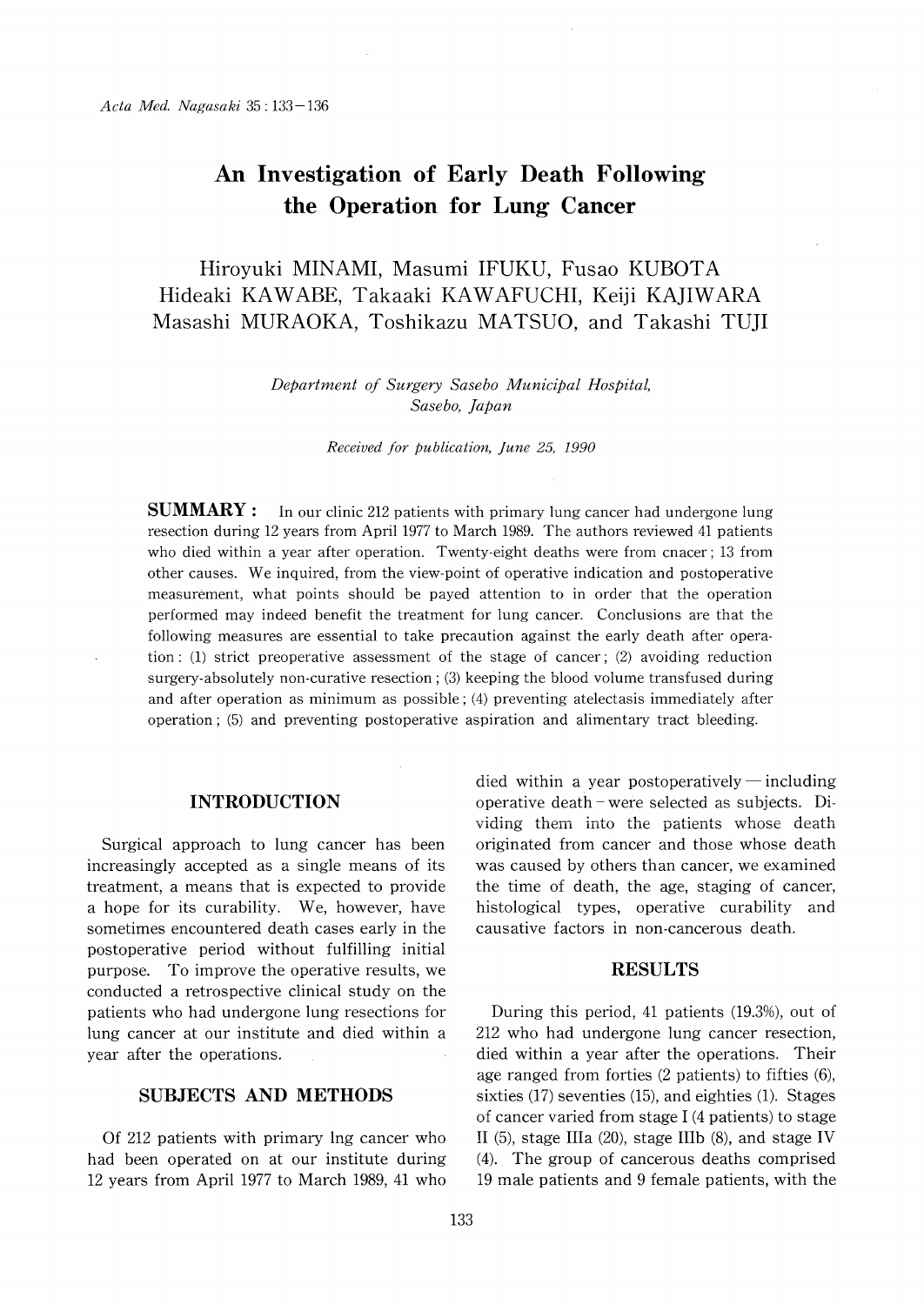# An Investigation of Early Death Following the Operation for Lung Cancer

Hiroyuki MINAMI, Masumi IFUKU, Fusao KUBOTA
Hideaki KAWABE, Takaaki KAWAFUCHI, Keiji KAJIWARA
Masashi MURAOKA, Toshikazu MATSUO, and Takashi TUJI

*Department of Surgery Sasebo Municipal Hospital, Sasebo, Japan*

*Received for publication, June 25, 1990*

**SUMMARY :** In our clinic 212 patients with primary lung cancer had undergone lung resection during 12 years from April 1977 to March 1989. The authors reviewed 41 patients who died within a year after operation. Twenty-eight deaths were from cnacer ; 13 from other causes. We inquired, from the view-point of operative indication and postoperative measurement, what points should be payed attention to in order that the operation performed may indeed benefit the treatment for lung cancer. Conclusions are that the following measures are essential to take precaution against the early death after operation : (1) strict preoperative assessment of the stage of cancer ; (2) avoiding reduction surgery-absolutely non-curative resection ; (3) keeping the blood volume transfused during and after operation as minimum as possible ; (4) preventing atelectasis immediately after operation ; (5) and preventing postoperative aspiration and alimentary tract bleeding.

## INTRODUCTION

Surgical approach to lung cancer has been increasingly accepted as a single means of its treatment, a means that is expected to provide a hope for its curability. We, however, have sometimes encountered death cases early in the postoperative period without fulfilling initial purpose. To improve the operative results, we conducted a retrospective clinical study on the patients who had undergone lung resections for lung cancer at our institute and died within a year after the operations.

## SUBJECTS AND METHODS

Of 212 patients with primary lng cancer who had been operated on at our institute during 12 years from April 1977 to March 1989, 41 who died within a year postoperatively — including operative death - were selected as subjects. Dividing them into the patients whose death originated from cancer and those whose death was caused by others than cancer, we examined the time of death, the age, staging of cancer, histological types, operative curability and causative factors in non-cancerous death.

## RESULTS

During this period, 41 patients (19.3%), out of 212 who had undergone lung cancer resection, died within a year after the operations. Their age ranged from forties (2 patients) to fifties (6), sixties (17) seventies (15), and eighties (1). Stages of cancer varied from stage I (4 patients) to stage II (5), stage IIIa (20), stage IIIb (8), and stage IV (4). The group of cancerous deaths comprised 19 male patients and 9 female patients, with the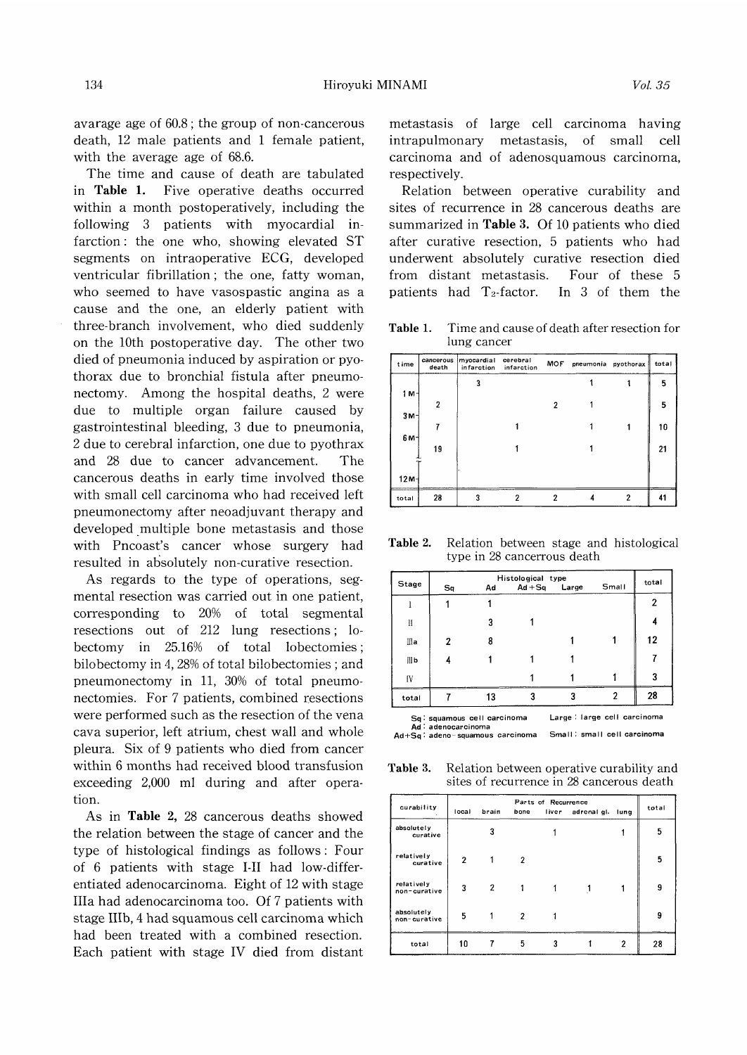avarage age of 60.8; the group of non-cancerous death, 12 male patients and 1 female patient, with the average age of 68.6.

The time and cause of death are tabulated in **Table 1.** Five operative deaths occurred within a month postoperatively, including the following 3 patients with myocardial infarction: the one who, showing elevated ST segments on intraoperative ECG, developed ventricular fibrillation; the one, fatty woman, who seemed to have vasospastic angina as a cause and the one, an elderly patient with three-branch involvement, who died suddenly on the 10th postoperative day. The other two died of pneumonia induced by aspiration or pyothorax due to bronchial fistula after pneumonectomy. Among the hospital deaths, 2 were due to multiple organ failure caused by gastrointestinal bleeding, 3 due to pneumonia, 2 due to cerebral infarction, one due to pyothrax and 28 due to cancer advancement. The cancerous deaths in early time involved those with small cell carcinoma who had received left pneumonectomy after neoadjuvant therapy and developed multiple bone metastasis and those with Pncoast's cancer whose surgery had resulted in absolutely non-curative resection.

As regards to the type of operations, segmental resection was carried out in one patient, corresponding to 20% of total segmental resections out of 212 lung resections; lobectomy in 25.16% of total lobectomies; bilobectomy in 4, 28% of total bilobectomies; and pneumonectomy in 11, 30% of total pneumonectomies. For 7 patients, combined resections were performed such as the resection of the vena cava superior, left atrium, chest wall and whole pleura. Six of 9 patients who died from cancer within 6 months had received blood transfusion exceeding 2,000 ml during and after operation.

As in **Table 2**, 28 cancerous deaths showed the relation between the stage of cancer and the type of histological findings as follows: Four of 6 patients with stage I-II had low-differentiated adenocarcinoma. Eight of 12 with stage IIIa had adenocarcinoma too. Of 7 patients with stage IIIb, 4 had squamous cell carcinoma which had been treated with a combined resection. Each patient with stage IV died from distant metastasis of large cell carcinoma having intrapulmonary metastasis, of small cell carcinoma and of adenosquamous carcinoma, respectively.

Relation between operative curability and sites of recurrence in 28 cancerous deaths are summarized in **Table 3.** Of 10 patients who died after curative resection, 5 patients who had underwent absolutely curative resection died from distant metastasis. Four of these 5 patients had $T_2$-factor. In 3 of them the

**Table 1.** Time and cause of death after resection for lung cancer

| time | cancerous death | myocardial infarction | cerebral infarction | MOF | pneumonia | pyothorax | total |
|---|---|---|---|---|---|---|---|
| ~1 M | | 3 | | | 1 | 1 | 5 |
| 1 M–3 M | 2 | | | 2 | 1 | | 5 |
| 3 M–6 M | 7 | | 1 | | 1 | 1 | 10 |
| 6 M–12 M | 19 | | 1 | | 1 | | 21 |
| total | 28 | 3 | 2 | 2 | 4 | 2 | 41 |

**Table 2.** Relation between stage and histological type in 28 cancerrous death

| Stage | Histological type | | | | | total |
|---|---|---|---|---|---|---|
| | Sq | Ad | Ad+Sq | Large | Small | |
| I | 1 | 1 | | | | 2 |
| II | | 3 | 1 | | | 4 |
| IIIa | 2 | 8 | | 1 | 1 | 12 |
| IIIb | 4 | 1 | 1 | 1 | | 7 |
| IV | | | 1 | 1 | 1 | 3 |
| total | 7 | 13 | 3 | 3 | 2 | 28 |

Sq: squamous cell carcinoma
Ad: adenocarcinoma
Ad+Sq: adeno-squamous carcinoma
Large: large cell carcinoma
Small: small cell carcinoma

**Table 3.** Relation between operative curability and sites of recurrence in 28 cancerous death

| curability | Parts of Recurrence | | | | | | total |
|---|---|---|---|---|---|---|---|
| | local | brain | bone | liver | adrenal gl. | lung | |
| absolutely curative | | 3 | | 1 | | 1 | 5 |
| relatively curative | 2 | 1 | 2 | | | | 5 |
| relatively non-curative | 3 | 2 | 1 | 1 | 1 | 1 | 9 |
| absolutely non-curative | 5 | 1 | 2 | 1 | | | 9 |
| total | 10 | 7 | 5 | 3 | 1 | 2 | 28 |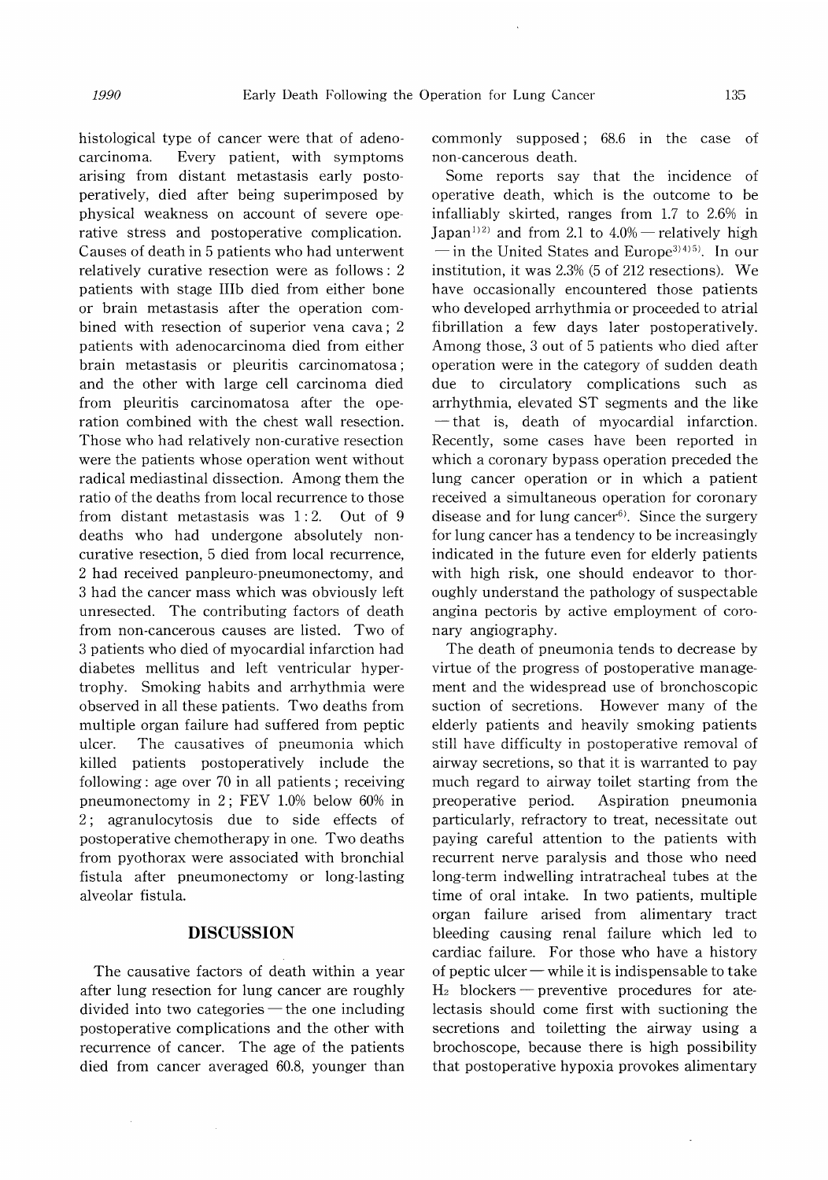histological type of cancer were that of adenocarcinoma. Every patient, with symptoms arising from distant metastasis early postoperatively, died after being superimposed by physical weakness on account of severe operative stress and postoperative complication. Causes of death in 5 patients who had unterwent relatively curative resection were as follows: 2 patients with stage IIIb died from either bone or brain metastasis after the operation combined with resection of superior vena cava; 2 patients with adenocarcinoma died from either brain metastasis or pleuritis carcinomatosa; and the other with large cell carcinoma died from pleuritis carcinomatosa after the operation combined with the chest wall resection. Those who had relatively non-curative resection were the patients whose operation went without radical mediastinal dissection. Among them the ratio of the deaths from local recurrence to those from distant metastasis was 1:2. Out of 9 deaths who had undergone absolutely non-curative resection, 5 died from local recurrence, 2 had received panpleuro-pneumonectomy, and 3 had the cancer mass which was obviously left unresected. The contributing factors of death from non-cancerous causes are listed. Two of 3 patients who died of myocardial infarction had diabetes mellitus and left ventricular hypertrophy. Smoking habits and arrhythmia were observed in all these patients. Two deaths from multiple organ failure had suffered from peptic ulcer. The causatives of pneumonia which killed patients postoperatively include the following: age over 70 in all patients; receiving pneumonectomy in 2; FEV 1.0% below 60% in 2; agranulocytosis due to side effects of postoperative chemotherapy in one. Two deaths from pyothorax were associated with bronchial fistula after pneumonectomy or long-lasting alveolar fistula.

## DISCUSSION

The causative factors of death within a year after lung resection for lung cancer are roughly divided into two categories — the one including postoperative complications and the other with recurrence of cancer. The age of the patients died from cancer averaged 60.8, younger than commonly supposed; 68.6 in the case of non-cancerous death.

Some reports say that the incidence of operative death, which is the outcome to be infalliably skirted, ranges from 1.7 to 2.6% in Japan[1,2] and from 2.1 to 4.0% — relatively high — in the United States and Europe[3,4,5]. In our institution, it was 2.3% (5 of 212 resections). We have occasionally encountered those patients who developed arrhythmia or proceeded to atrial fibrillation a few days later postoperatively. Among those, 3 out of 5 patients who died after operation were in the category of sudden death due to circulatory complications such as arrhythmia, elevated ST segments and the like — that is, death of myocardial infarction. Recently, some cases have been reported in which a coronary bypass operation preceded the lung cancer operation or in which a patient received a simultaneous operation for coronary disease and for lung cancer[6]. Since the surgery for lung cancer has a tendency to be increasingly indicated in the future even for elderly patients with high risk, one should endeavor to thoroughly understand the pathology of suspectable angina pectoris by active employment of coronary angiography.

The death of pneumonia tends to decrease by virtue of the progress of postoperative management and the widespread use of bronchoscopic suction of secretions. However many of the elderly patients and heavily smoking patients still have difficulty in postoperative removal of airway secretions, so that it is warranted to pay much regard to airway toilet starting from the preoperative period. Aspiration pneumonia particularly, refractory to treat, necessitate out paying careful attention to the patients with recurrent nerve paralysis and those who need long-term indwelling intratracheal tubes at the time of oral intake. In two patients, multiple organ failure arised from alimentary tract bleeding causing renal failure which led to cardiac failure. For those who have a history of peptic ulcer — while it is indispensable to take $H_2$ blockers — preventive procedures for atelectasis should come first with suctioning the secretions and toiletting the airway using a brochoscope, because there is high possibility that postoperative hypoxia provokes alimentary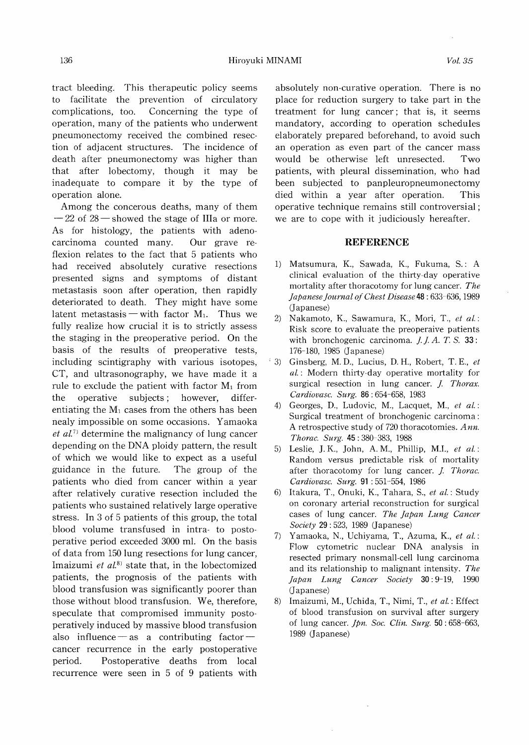tract bleeding. This therapeutic policy seems to facilitate the prevention of circulatory complications, too. Concerning the type of operation, many of the patients who underwent pneumonectomy received the combined resection of adjacent structures. The incidence of death after pneumonectomy was higher than that after lobectomy, though it may be inadequate to compare it by the type of operation alone.

Among the concerous deaths, many of them — 22 of 28 — showed the stage of IIIa or more. As for histology, the patients with adenocarcinoma counted many. Our grave reflexion relates to the fact that 5 patients who had received absolutely curative resections presented signs and symptoms of distant metastasis soon after operation, then rapidly deteriorated to death. They might have some latent metastasis — with factor $M_1$. Thus we fully realize how crucial it is to strictly assess the staging in the preoperative period. On the basis of the results of preoperative tests, including scintigraphy with various isotopes, CT, and ultrasonography, we have made it a rule to exclude the patient with factor $M_1$ from the operative subjects; however, differentiating the $M_1$ cases from the others has been nealy impossible on some occasions. Yamaoka *et al.*[7] determine the malignancy of lung cancer depending on the DNA ploidy pattern, the result of which we would like to expect as a useful guidance in the future. The group of the patients who died from cancer within a year after relatively curative resection included the patients who sustained relatively large operative stress. In 3 of 5 patients of this group, the total blood volume transfused in intra- to postoperative period exceeded 3000 ml. On the basis of data from 150 lung resections for lung cancer, Imaizumi *et al.*[8] state that, in the lobectomized patients, the prognosis of the patients with blood transfusion was significantly poorer than those without blood transfusion. We, therefore, speculate that compromised immunity postoperatively induced by massive blood transfusion also influence — as a contributing factor — cancer recurrence in the early postoperative period. Postoperative deaths from local recurrence were seen in 5 of 9 patients with absolutely non-curative operation. There is no place for reduction surgery to take part in the treatment for lung cancer; that is, it seems mandatory, according to operation schedules elaborately prepared beforehand, to avoid such an operation as even part of the cancer mass would be otherwise left unresected. Two patients, with pleural dissemination, who had been subjected to panpleuropneumonectomy died within a year after operation. This operative technique remains still controversial; we are to cope with it judiciously hereafter.

## REFERENCE

1) Matsumura, K., Sawada, K., Fukuma, S.: A clinical evaluation of the thirty-day operative mortality after thoracotomy for lung cancer. *The Japanese Journal of Chest Disease* **48**: 633-636, 1989 (Japanese)
2) Nakamoto, K., Sawamura, K., Mori, T., *et al.*: Risk score to evaluate the preoperaive patients with bronchogenic carcinoma. *J. J. A. T. S.* **33**: 176-180, 1985 (Japanese)
3) Ginsberg, M. D., Lucius, D. H., Robert, T. E., *et al.*: Modern thirty-day operative mortality for surgical resection in lung cancer. *J. Thorax. Cardiovasc. Surg.* **86**: 654-658, 1983
4) Georges, D., Ludovic, M., Lacquet, M., *et al.*: Surgical treatment of bronchogenic carcinoma: A retrospective study of 720 thoracotomies. *Ann. Thorac. Surg.* **45**: 380-383, 1988
5) Leslie, J. K., John, A. M., Phillip, M.I., *et al.*: Random versus predictable risk of mortality after thoracotomy for lung cancer. *J. Thorac. Cardiovasc. Surg.* **91**: 551-554, 1986
6) Itakura, T., Onuki, K., Tahara, S., *et al.*: Study on coronary arterial reconstruction for surgical cases of lung cancer. *The Japan Lung Cancer Society* **29**: 523, 1989 (Japanese)
7) Yamaoka, N., Uchiyama, T., Azuma, K., *et al.*: Flow cytometric nuclear DNA analysis in resected primary nonsmall-cell lung carcinoma and its relationship to malignant intensity. *The Japan Lung Cancer Society* **30**: 9-19, 1990 (Japanese)
8) Imaizumi, M., Uchida, T., Nimi, T., *et al.*: Effect of blood transfusion on survival after surgery of lung cancer. *Jpn. Soc. Clin. Surg.* **50**: 658-663, 1989 (Japanese)